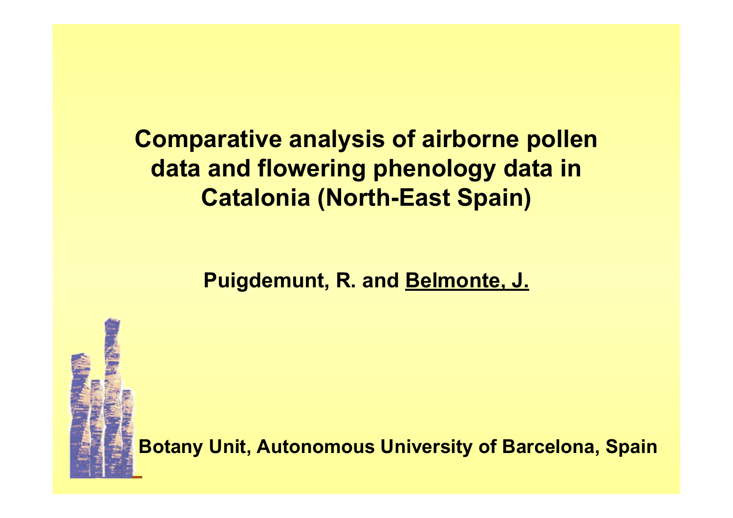# Comparative analysis of airborne pollen data and flowering phenology data in Catalonia (North-East Spain)

**Puigdemunt, R. and Belmonte, J.**

**Botany Unit, Autonomous University of Barcelona, Spain**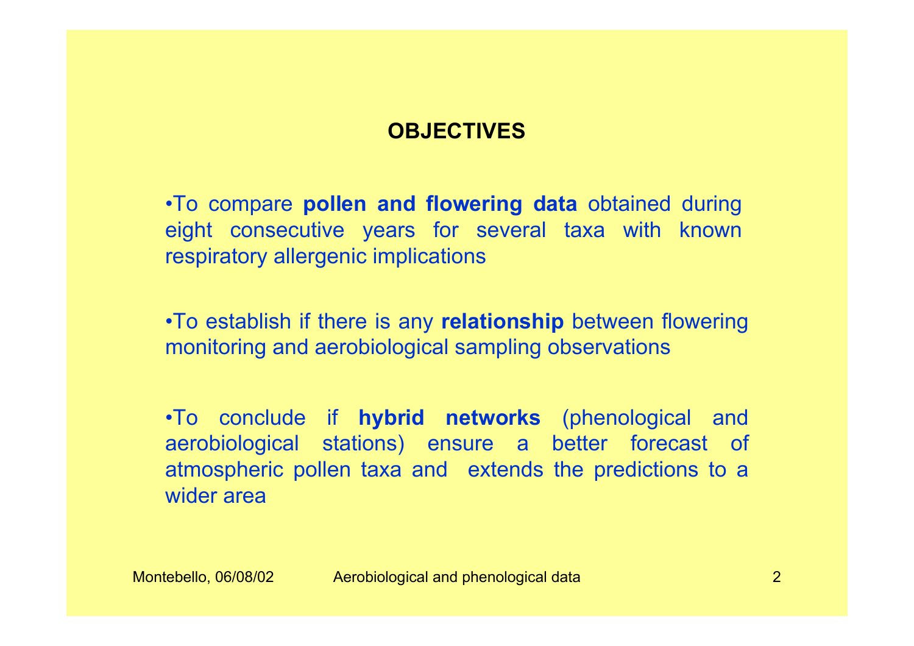## OBJECTIVES

- To compare **pollen and flowering data** obtained during eight consecutive years for several taxa with known respiratory allergenic implications

- To establish if there is any **relationship** between flowering monitoring and aerobiological sampling observations

- To conclude if **hybrid networks** (phenological and aerobiological stations) ensure a better forecast of atmospheric pollen taxa and extends the predictions to a wider area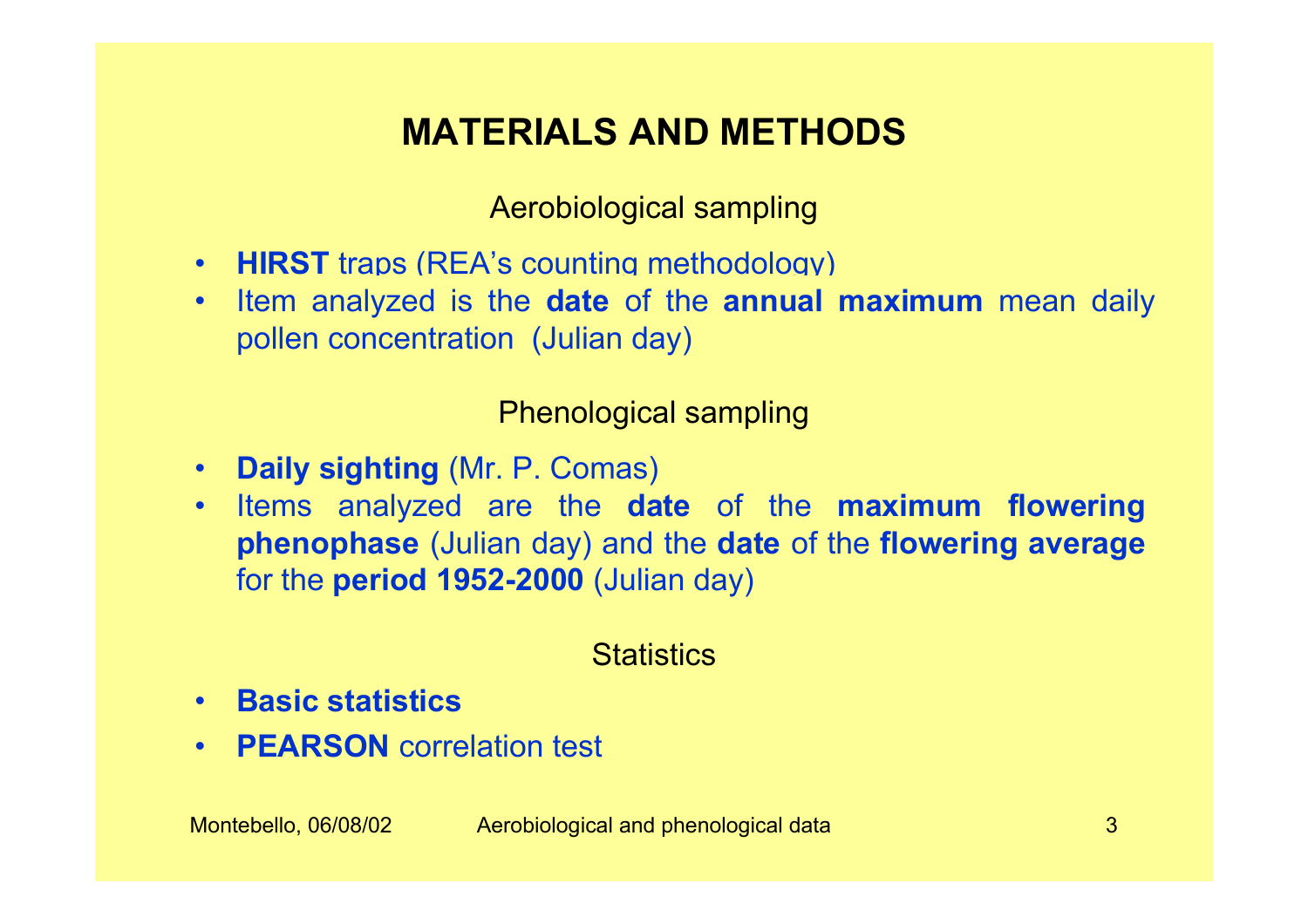# MATERIALS AND METHODS

## Aerobiological sampling

- **HIRST** traps (REA's counting methodology)
- Item analyzed is the **date** of the **annual maximum** mean daily pollen concentration (Julian day)

## Phenological sampling

- **Daily sighting** (Mr. P. Comas)
- Items analyzed are the **date** of the **maximum flowering phenophase** (Julian day) and the **date** of the **flowering average** for the **period 1952-2000** (Julian day)

## Statistics

- **Basic statistics**
- **PEARSON** correlation test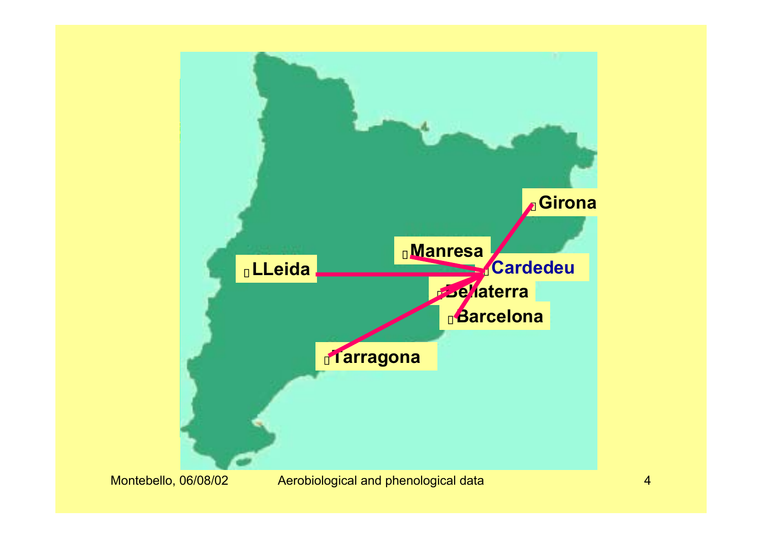LLeida

Manresa

Cardedeu

Girona

Bellaterra

Barcelona

Tarragona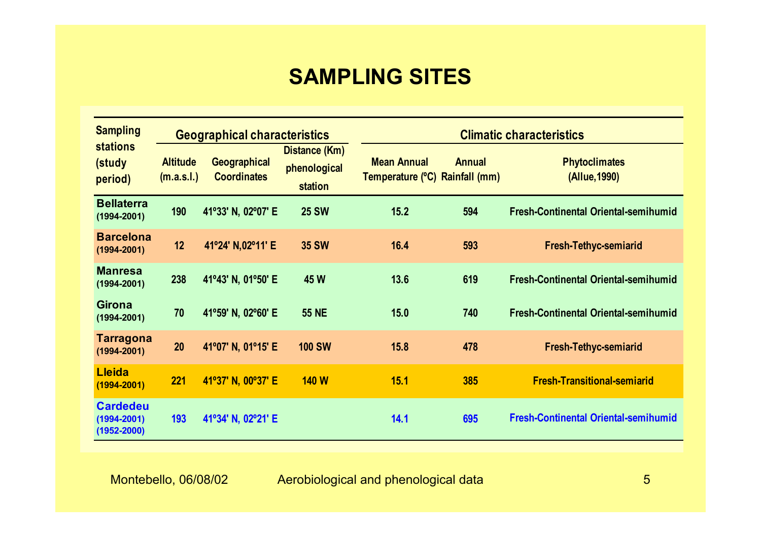# SAMPLING SITES

| Sampling stations (study period) | Geographical characteristics | | | Climatic characteristics | | |
|---|---|---|---|---|---|---|
| | Altitude (m.a.s.l.) | Geographical Coordinates | Distance (Km) phenological station | Mean Annual Temperature (ºC) | Annual Rainfall (mm) | Phytoclimates (Allue,1990) |
| **Bellaterra** (1994-2001) | 190 | 41º33' N, 02º07' E | 25 SW | 15.2 | 594 | Fresh-Continental Oriental-semihumid |
| **Barcelona** (1994-2001) | 12 | 41º24' N,02º11' E | 35 SW | 16.4 | 593 | Fresh-Tethyc-semiarid |
| **Manresa** (1994-2001) | 238 | 41º43' N, 01º50' E | 45 W | 13.6 | 619 | Fresh-Continental Oriental-semihumid |
| **Girona** (1994-2001) | 70 | 41º59' N, 02º60' E | 55 NE | 15.0 | 740 | Fresh-Continental Oriental-semihumid |
| **Tarragona** (1994-2001) | 20 | 41º07' N, 01º15' E | 100 SW | 15.8 | 478 | Fresh-Tethyc-semiarid |
| **Lleida** (1994-2001) | 221 | 41º37' N, 00º37' E | 140 W | 15.1 | 385 | Fresh-Transitional-semiarid |
| **Cardedeu** (1994-2001) (1952-2000) | 193 | 41º34' N, 02º21' E | | 14.1 | 695 | Fresh-Continental Oriental-semihumid |

Montebello, 06/08/02 Aerobiological and phenological data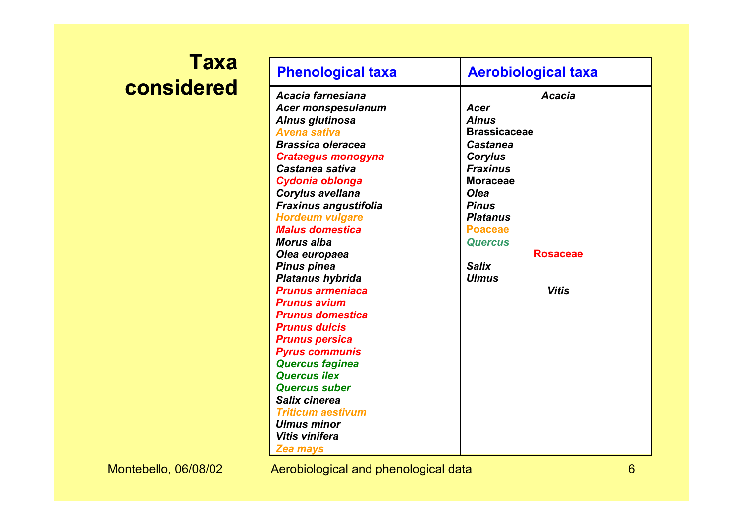# Taxa considered

| Phenological taxa | Aerobiological taxa |
|---|---|
| *Acacia farnesiana* | *Acacia* |
| *Acer monspesulanum* | *Acer* |
| *Alnus glutinosa* | *Alnus* |
| *Avena sativa* | Brassicaceae |
| *Brassica oleracea* | *Castanea* |
| *Crataegus monogyna* | *Corylus* |
| *Castanea sativa* | *Fraxinus* |
| *Cydonia oblonga* | Moraceae |
| *Corylus avellana* | *Olea* |
| *Fraxinus angustifolia* | *Pinus* |
| *Hordeum vulgare* | *Platanus* |
| *Malus domestica* | Poaceae |
| *Morus alba* | *Quercus* |
| *Olea europaea* | Rosaceae |
| *Pinus pinea* | *Salix* |
| *Platanus hybrida* | *Ulmus* |
| *Prunus armeniaca* | *Vitis* |
| *Prunus avium* | |
| *Prunus domestica* | |
| *Prunus dulcis* | |
| *Prunus persica* | |
| *Pyrus communis* | |
| *Quercus faginea* | |
| *Quercus ilex* | |
| *Quercus suber* | |
| *Salix cinerea* | |
| *Triticum aestivum* | |
| *Ulmus minor* | |
| *Vitis vinifera* | |
| *Zea mays* | |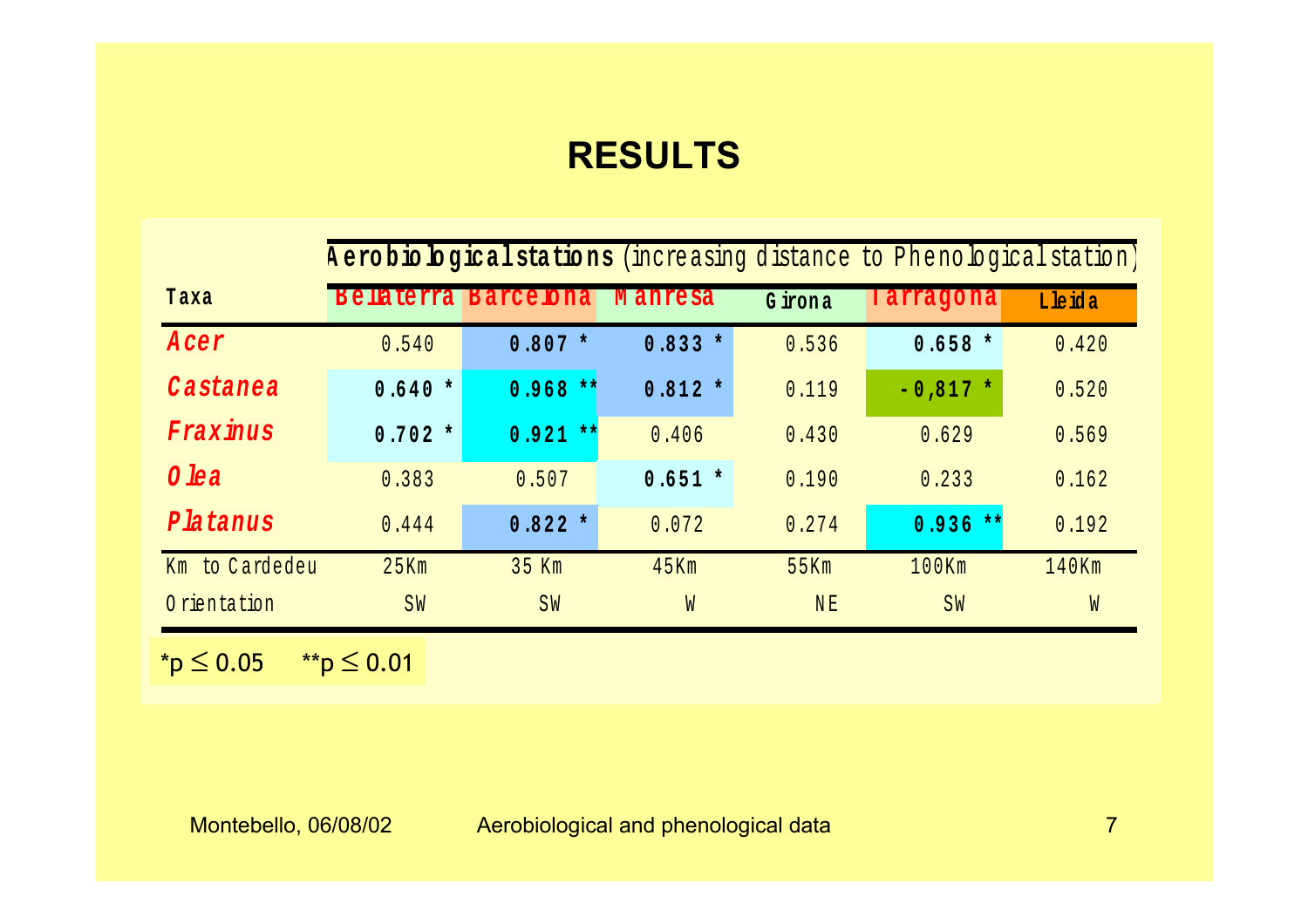# RESULTS

| Taxa | **Aerobiological stations** (increasing distance to Phenological station) | | | | | |
|---|---|---|---|---|---|---|
| | Bellaterra | Barcelona | Manresa | Girona | Tarragona | Lleida |
| *Acer* | 0.540 | **0.807 *** | **0.833 *** | 0.536 | **0.658 *** | 0.420 |
| *Castanea* | **0.640 *** | **0.968 **** | **0.812 *** | 0.119 | **-0,817 *** | 0.520 |
| *Fraxinus* | **0.702 *** | **0.921 **** | 0.406 | 0.430 | 0.629 | 0.569 |
| *Olea* | 0.383 | 0.507 | **0.651 *** | 0.190 | 0.233 | 0.162 |
| *Platanus* | 0.444 | **0.822 *** | 0.072 | 0.274 | **0.936 **** | 0.192 |
| Km to Cardedeu | 25Km | 35 Km | 45Km | 55Km | 100Km | 140Km |
| Orientation | SW | SW | W | NE | SW | W |

*$p \leq 0.05$ **$p \leq 0.01$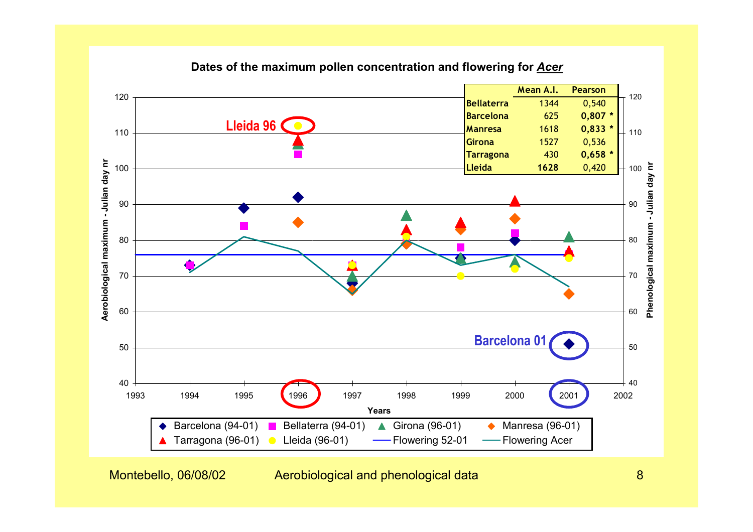## Dates of the maximum pollen concentration and flowering for *Acer*

| | Mean A.I. | Pearson |
|---|---|---|
| Bellaterra | 1344 | 0,540 |
| Barcelona | 625 | **0,807 *** |
| Manresa | 1618 | **0,833 *** |
| Girona | 1527 | 0,536 |
| Tarragona | 430 | **0,658 *** |
| **Lleida** | **1628** | 0,420 |

Lleida 96

Barcelona 01

Aerobiological maximum - Julian day nr

Phenological maximum - Julian day nr

Years

◆ Barcelona (94-01) ■ Bellaterra (94-01) ▲ Girona (96-01) ◆ Manresa (96-01) ▲ Tarragona (96-01) ● Lleida (96-01) — Flowering 52-01 — Flowering Acer

Montebello, 06/08/02 Aerobiological and phenological data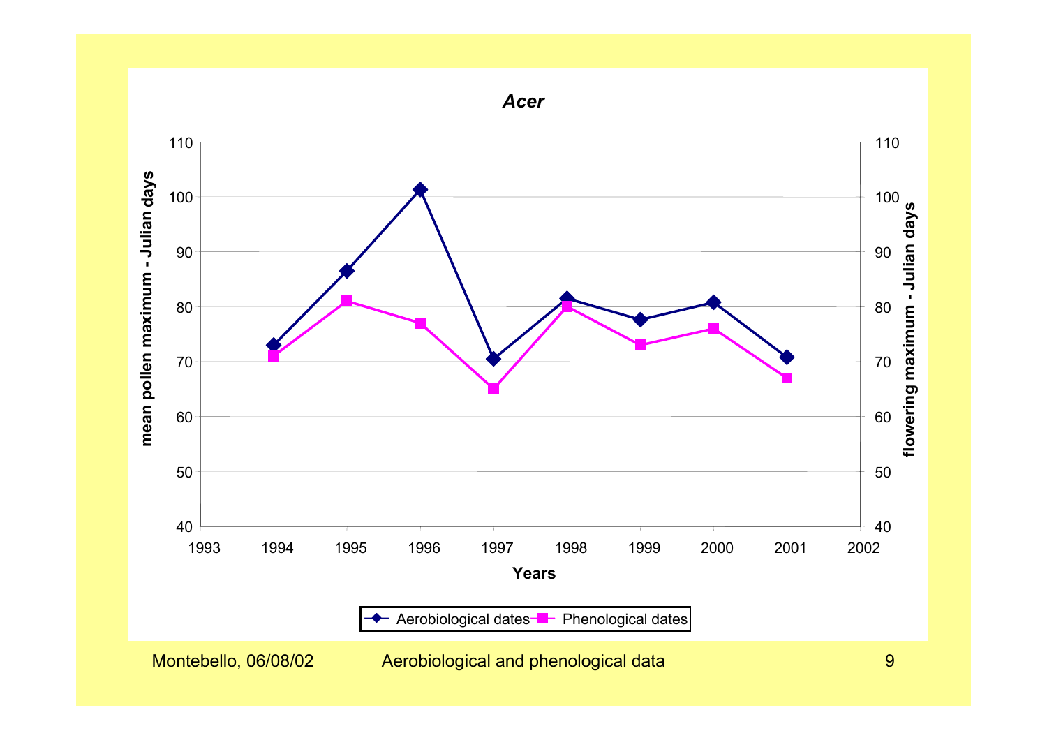# *Acer*

| Years | Aerobiological dates | Phenological dates |
|---|---|---|
| 1994 | 73 | 71 |
| 1995 | 86.5 | 81 |
| 1996 | 101.3 | 77 |
| 1997 | 70.5 | 65 |
| 1998 | 81.5 | 80 |
| 1999 | 77.7 | 73 |
| 2000 | 80.8 | 76 |
| 2001 | 70.8 | 67 |

Left axis: mean pollen maximum - Julian days; Right axis: flowering maximum - Julian days; X axis: Years

Aerobiological and phenological data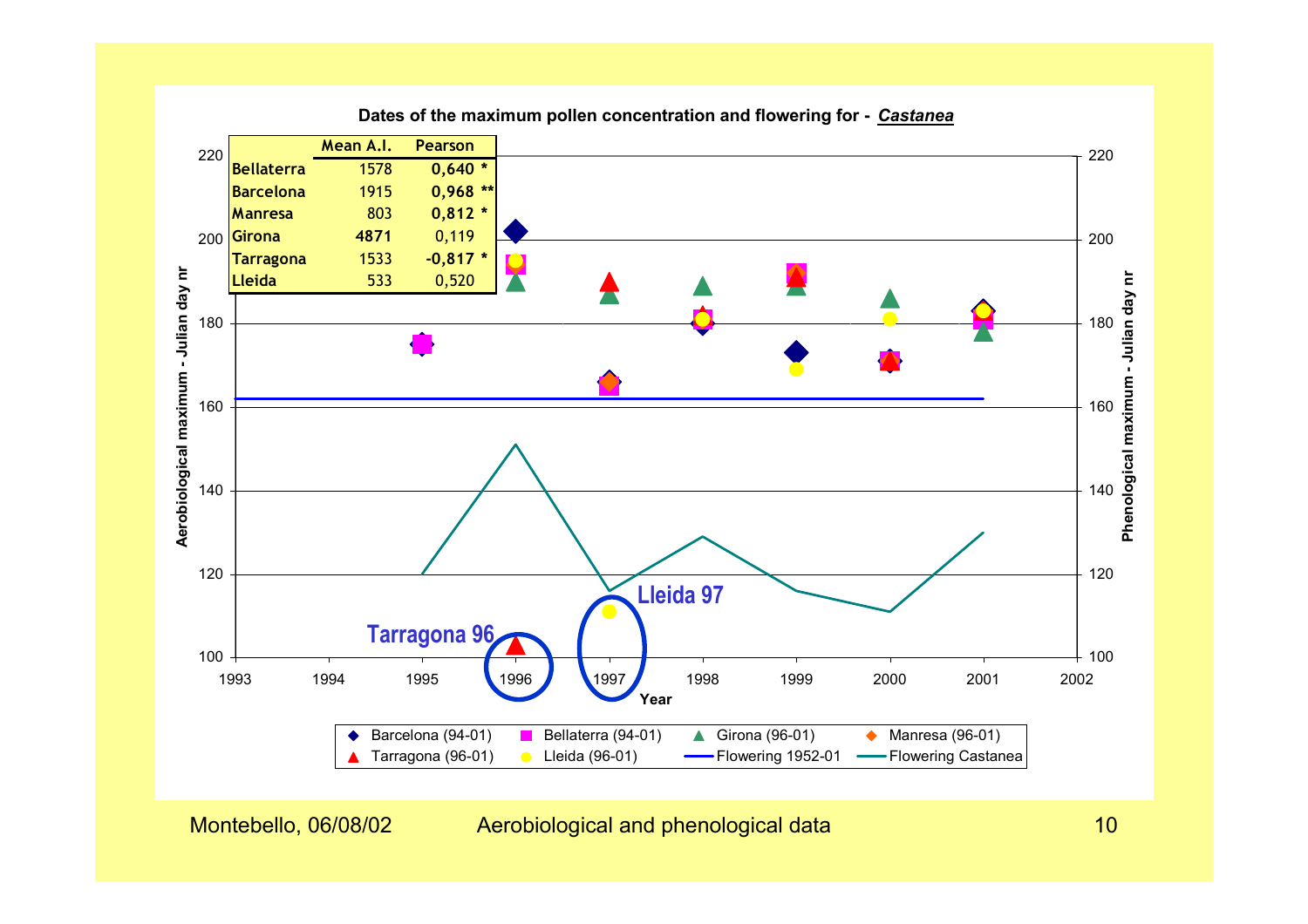**Dates of the maximum pollen concentration and flowering for - *Castanea***

| | Mean A.I. | Pearson |
|---|---|---|
| Bellaterra | 1578 | **0,640 *** |
| Barcelona | 1915 | **0,968 **** |
| Manresa | 803 | **0,812 *** |
| Girona | **4871** | 0,119 |
| Tarragona | 1533 | **-0,817 *** |
| Lleida | 533 | 0,520 |

Aerobiological maximum - Julian day nr

Phenological maximum - Julian day nr

Year

Tarragona 96

Lleida 97

Barcelona (94-01) | Bellaterra (94-01) | Girona (96-01) | Manresa (96-01) | Tarragona (96-01) | Lleida (96-01) | Flowering 1952-01 | Flowering Castanea

Montebello, 06/08/02 — Aerobiological and phenological data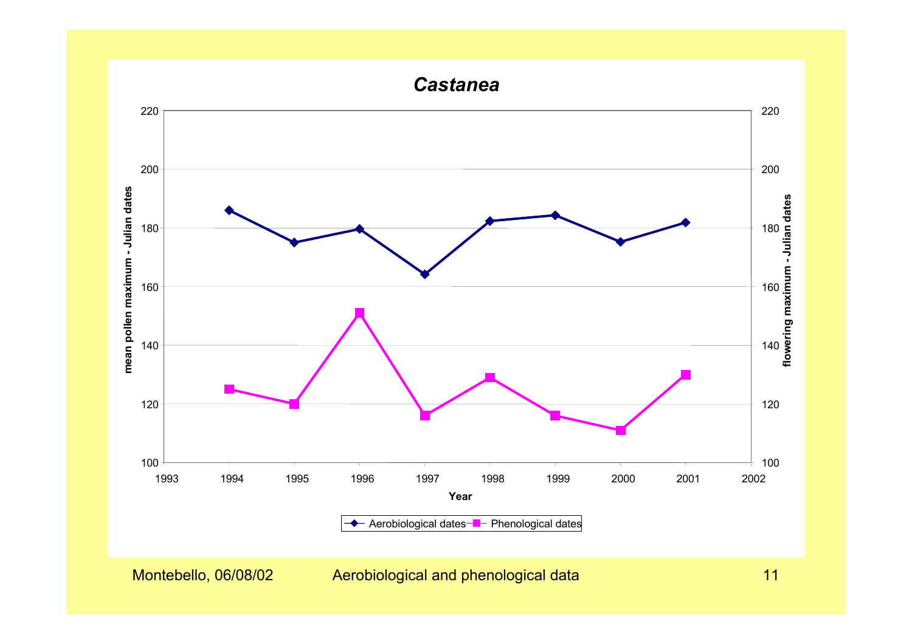# *Castanea*

mean pollen maximum - Julian dates

flowering maximum - Julian dates

Year

Aerobiological dates — Phenological dates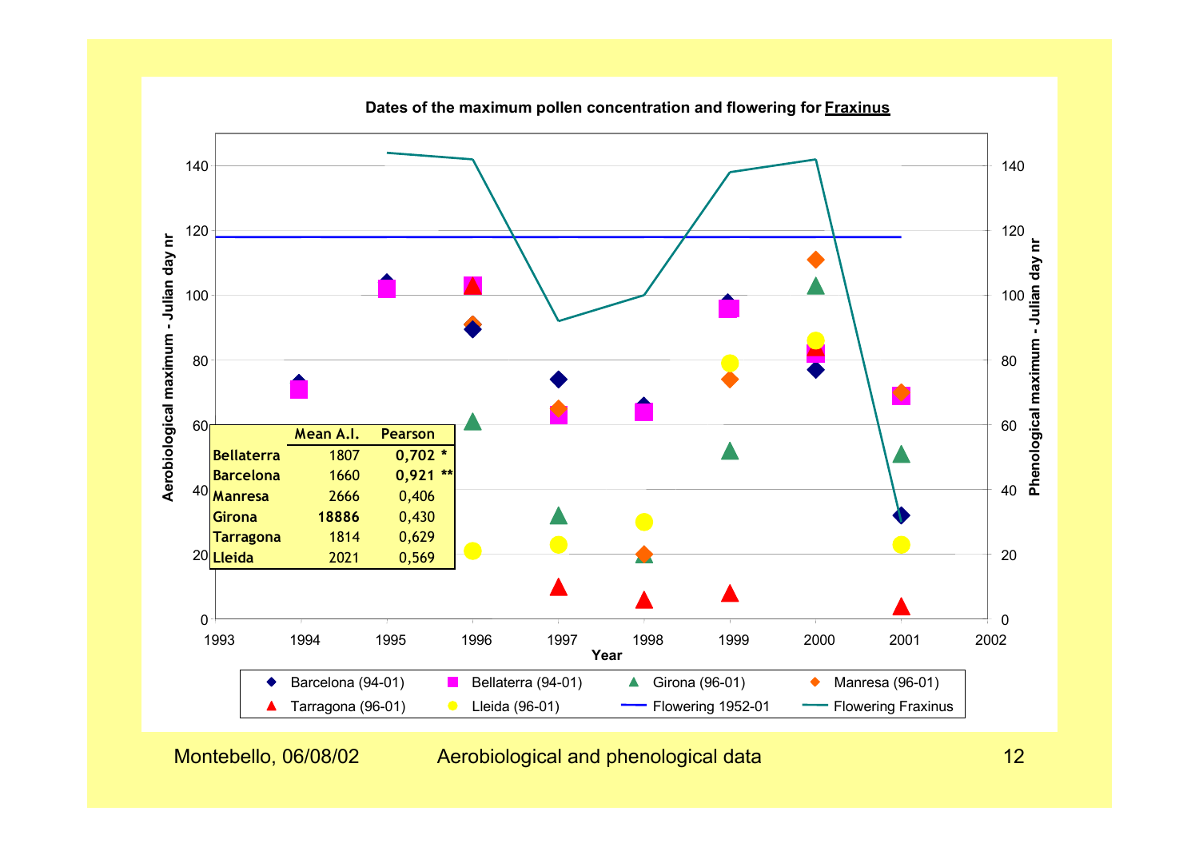**Dates of the maximum pollen concentration and flowering for Fraxinus**

| | Mean A.I. | Pearson |
|---|---|---|
| **Bellaterra** | 1807 | **0,702 \*** |
| **Barcelona** | 1660 | **0,921 \*\*** |
| **Manresa** | 2666 | 0,406 |
| **Girona** | **18886** | 0,430 |
| **Tarragona** | 1814 | 0,629 |
| **Lleida** | 2021 | 0,569 |

Montebello, 06/08/02 — Aerobiological and phenological data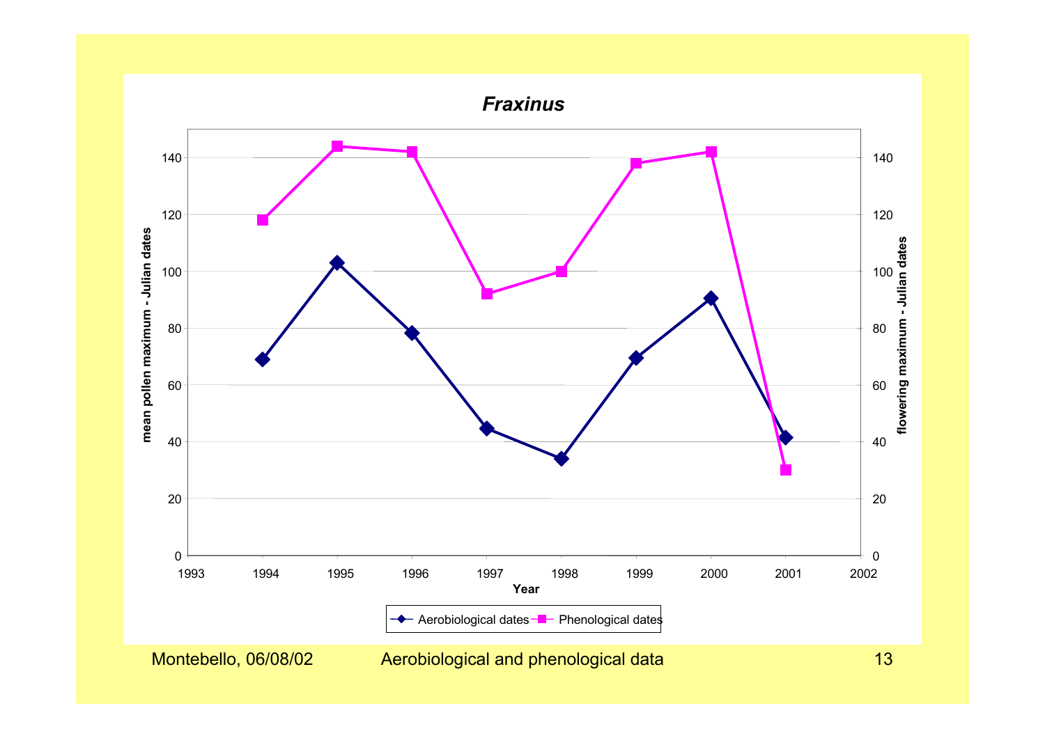## *Fraxinus*

mean pollen maximum - Julian dates

flowering maximum - Julian dates

Year

Aerobiological dates — Phenological dates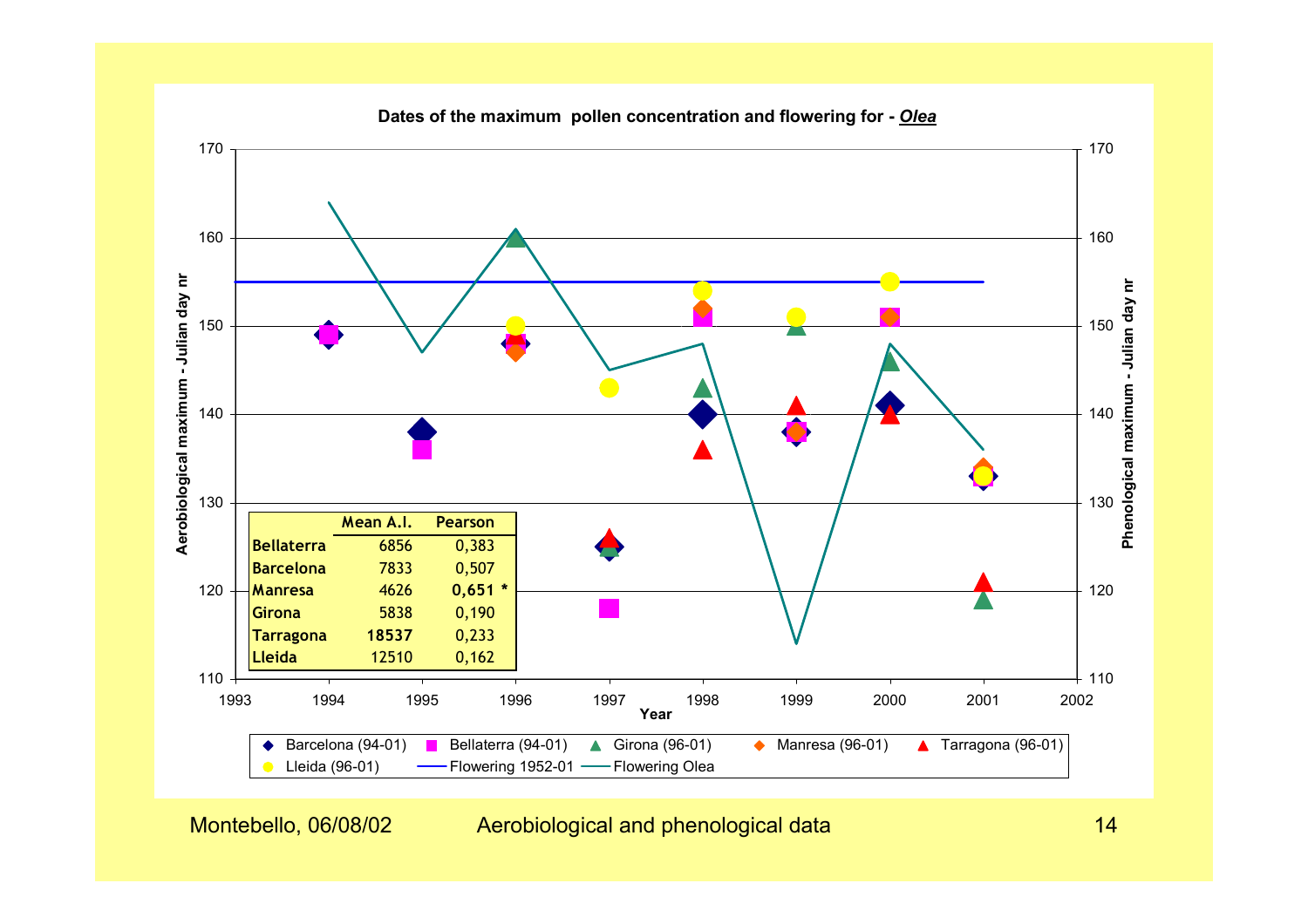## Dates of the maximum pollen concentration and flowering for - *Olea*

| | Mean A.I. | Pearson |
|---|---|---|
| Bellaterra | 6856 | 0,383 |
| Barcelona | 7833 | 0,507 |
| Manresa | 4626 | **0,651 *** |
| Girona | 5838 | 0,190 |
| Tarragona | **18537** | 0,233 |
| Lleida | 12510 | 0,162 |

Aerobiological maximum - Julian day nr; Phenological maximum - Julian day nr; Year (1993–2002)

Legend: Barcelona (94-01), Bellaterra (94-01), Girona (96-01), Manresa (96-01), Tarragona (96-01), Lleida (96-01), Flowering 1952-01, Flowering Olea

Montebello, 06/08/02 Aerobiological and phenological data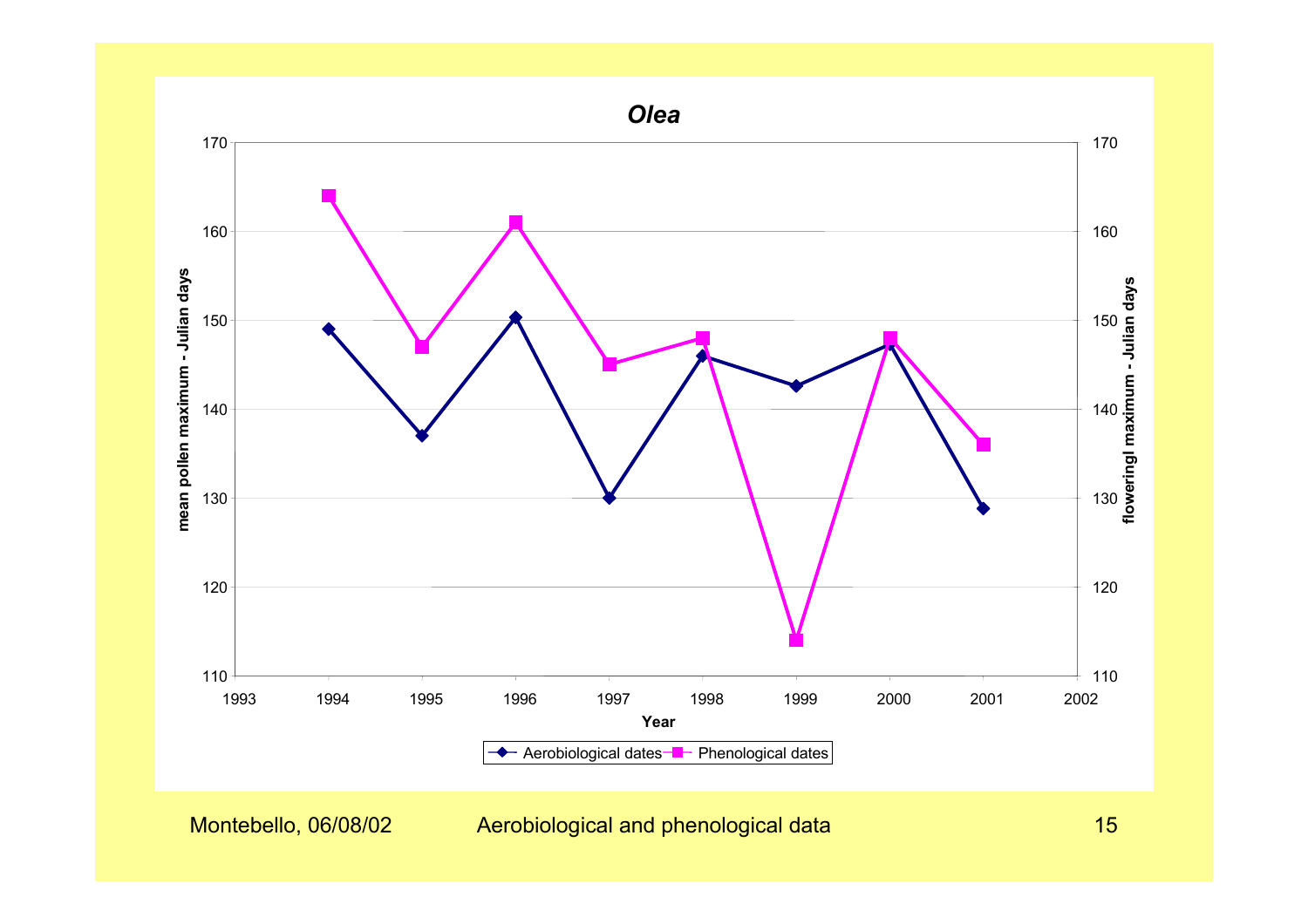# *Olea*

| Year | Aerobiological dates (mean pollen maximum - Julian days) | Phenological dates (floweringl maximum - Julian days) |
|---|---|---|
| 1994 | 149 | 164 |
| 1995 | 137 | 147 |
| 1996 | 150 | 161 |
| 1997 | 130 | 145 |
| 1998 | 146 | 148 |
| 1999 | 143 | 114 |
| 2000 | 147 | 148 |
| 2001 | 129 | 136 |

Montebello, 06/08/02 — Aerobiological and phenological data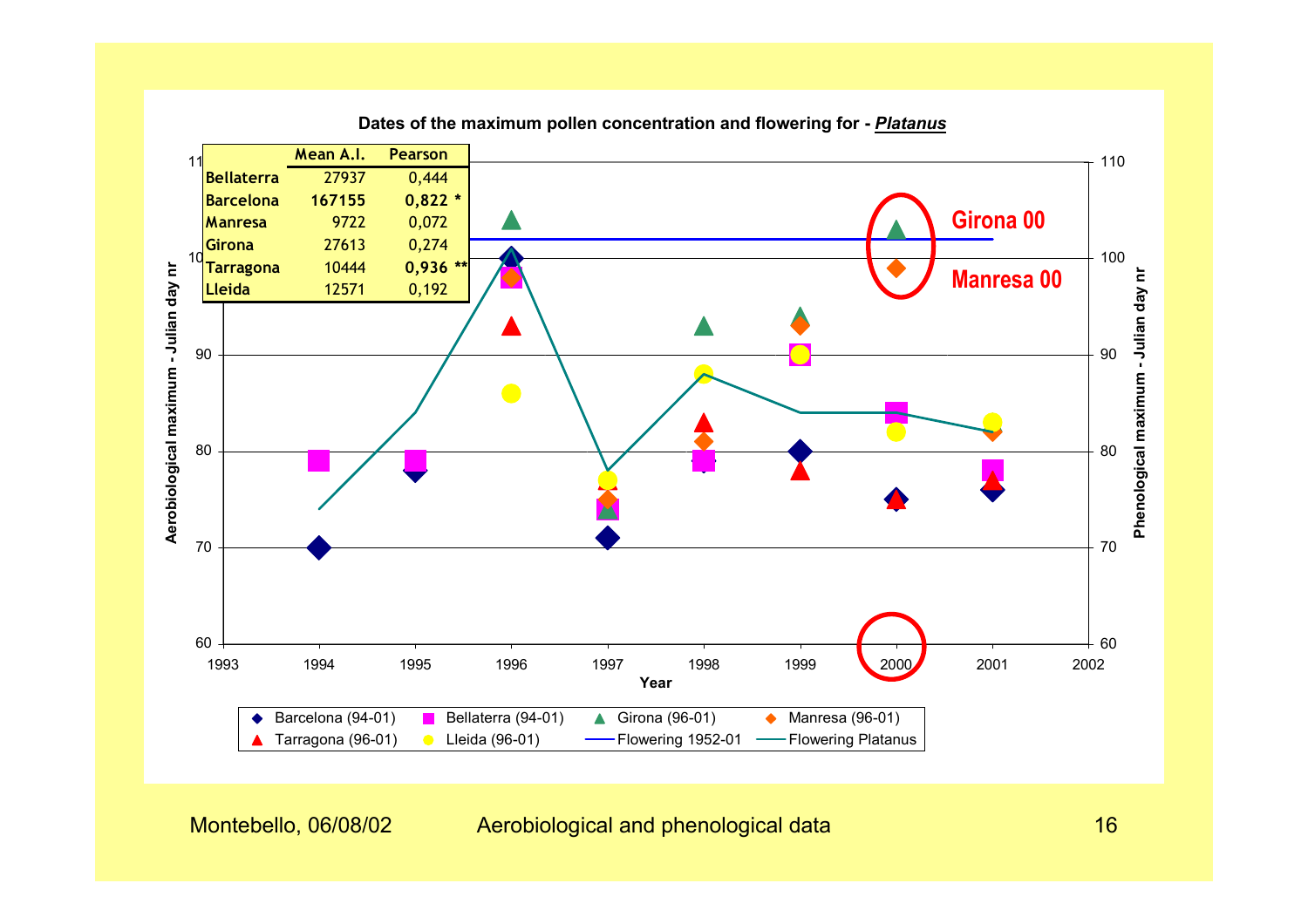## Dates of the maximum pollen concentration and flowering for - *Platanus*

| | Mean A.I. | Pearson |
|---|---|---|
| Bellaterra | 27937 | 0,444 |
| **Barcelona** | **167155** | **0,822 *** |
| Manresa | 9722 | 0,072 |
| Girona | 27613 | 0,274 |
| **Tarragona** | **10444** | **0,936 **** |
| Lleida | 12571 | 0,192 |

Girona 00

Manresa 00

Aerobiological maximum - Julian day nr

Phenological maximum - Julian day nr

Year

Barcelona (94-01) · Bellaterra (94-01) · Girona (96-01) · Manresa (96-01) · Tarragona (96-01) · Lleida (96-01) · Flowering 1952-01 · Flowering Platanus

Montebello, 06/08/02 — Aerobiological and phenological data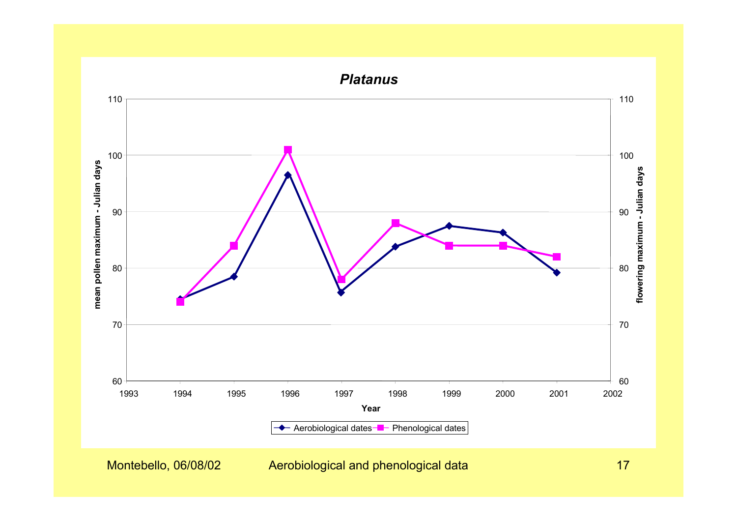## *Platanus*

mean pollen maximum - Julian days

flowering maximum - Julian days

Year

Aerobiological dates — Phenological dates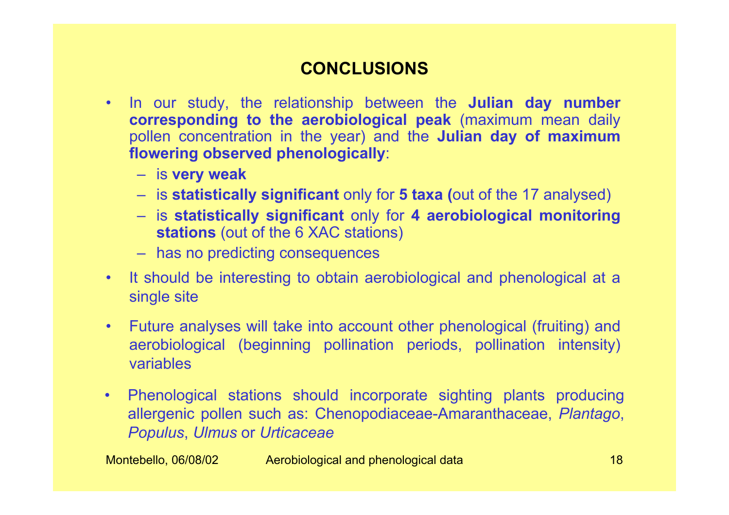## CONCLUSIONS

- In our study, the relationship between the **Julian day number corresponding to the aerobiological peak** (maximum mean daily pollen concentration in the year) and the **Julian day of maximum flowering observed phenologically**:
  - is **very weak**
  - is **statistically significant** only for **5 taxa (**out of the 17 analysed)
  - is **statistically significant** only for **4 aerobiological monitoring stations** (out of the 6 XAC stations)
  - has no predicting consequences
- It should be interesting to obtain aerobiological and phenological at a single site
- Future analyses will take into account other phenological (fruiting) and aerobiological (beginning pollination periods, pollination intensity) variables
- Phenological stations should incorporate sighting plants producing allergenic pollen such as: Chenopodiaceae-Amaranthaceae, *Plantago*, *Populus*, *Ulmus* or *Urticaceae*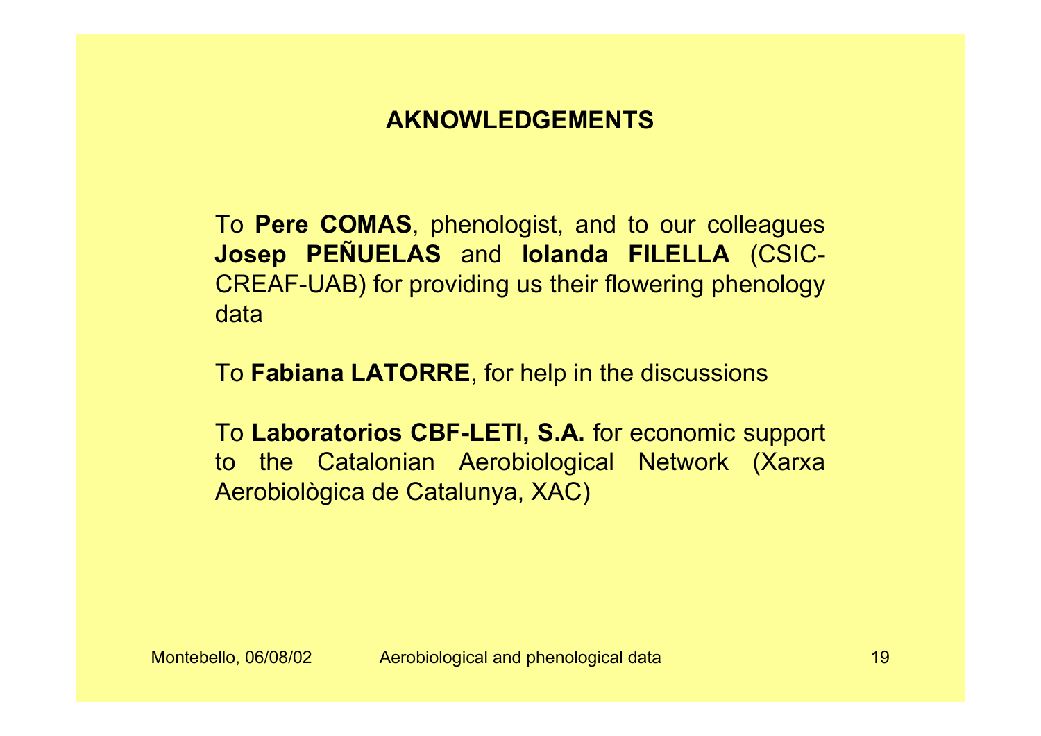## AKNOWLEDGEMENTS

To **Pere COMAS**, phenologist, and to our colleagues **Josep PEÑUELAS** and **Iolanda FILELLA** (CSIC-CREAF-UAB) for providing us their flowering phenology data

To **Fabiana LATORRE**, for help in the discussions

To **Laboratorios CBF-LETI, S.A.** for economic support to the Catalonian Aerobiological Network (Xarxa Aerobiològica de Catalunya, XAC)